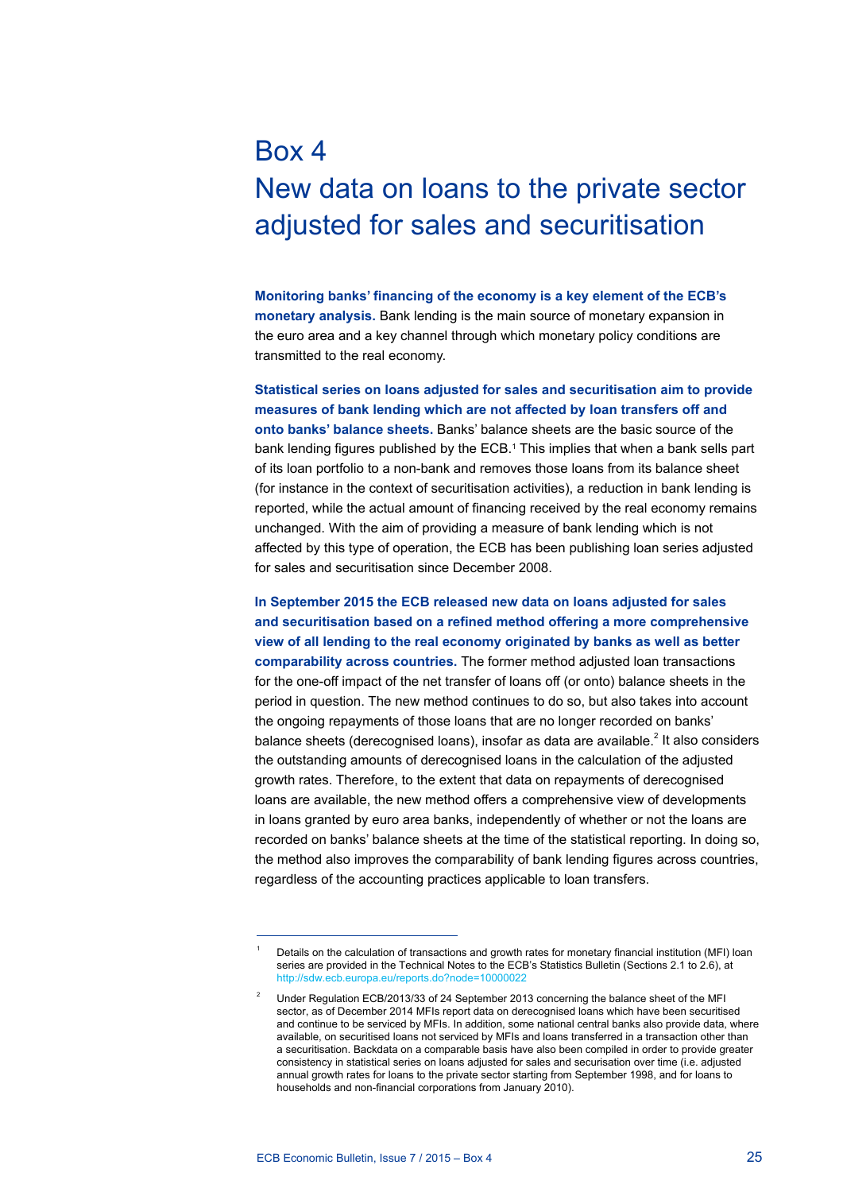# Box 4
# New data on loans to the private sector adjusted for sales and securitisation

**Monitoring banks' financing of the economy is a key element of the ECB's monetary analysis.** Bank lending is the main source of monetary expansion in the euro area and a key channel through which monetary policy conditions are transmitted to the real economy.

**Statistical series on loans adjusted for sales and securitisation aim to provide measures of bank lending which are not affected by loan transfers off and onto banks' balance sheets.** Banks' balance sheets are the basic source of the bank lending figures published by the ECB.[1] This implies that when a bank sells part of its loan portfolio to a non-bank and removes those loans from its balance sheet (for instance in the context of securitisation activities), a reduction in bank lending is reported, while the actual amount of financing received by the real economy remains unchanged. With the aim of providing a measure of bank lending which is not affected by this type of operation, the ECB has been publishing loan series adjusted for sales and securitisation since December 2008.

**In September 2015 the ECB released new data on loans adjusted for sales and securitisation based on a refined method offering a more comprehensive view of all lending to the real economy originated by banks as well as better comparability across countries.** The former method adjusted loan transactions for the one-off impact of the net transfer of loans off (or onto) balance sheets in the period in question. The new method continues to do so, but also takes into account the ongoing repayments of those loans that are no longer recorded on banks' balance sheets (derecognised loans), insofar as data are available.[2] It also considers the outstanding amounts of derecognised loans in the calculation of the adjusted growth rates. Therefore, to the extent that data on repayments of derecognised loans are available, the new method offers a comprehensive view of developments in loans granted by euro area banks, independently of whether or not the loans are recorded on banks' balance sheets at the time of the statistical reporting. In doing so, the method also improves the comparability of bank lending figures across countries, regardless of the accounting practices applicable to loan transfers.

---

[1] Details on the calculation of transactions and growth rates for monetary financial institution (MFI) loan series are provided in the Technical Notes to the ECB's Statistics Bulletin (Sections 2.1 to 2.6), at http://sdw.ecb.europa.eu/reports.do?node=10000022

[2] Under Regulation ECB/2013/33 of 24 September 2013 concerning the balance sheet of the MFI sector, as of December 2014 MFIs report data on derecognised loans which have been securitised and continue to be serviced by MFIs. In addition, some national central banks also provide data, where available, on securitised loans not serviced by MFIs and loans transferred in a transaction other than a securitisation. Backdata on a comparable basis have also been compiled in order to provide greater consistency in statistical series on loans adjusted for sales and securisation over time (i.e. adjusted annual growth rates for loans to the private sector starting from September 1998, and for loans to households and non-financial corporations from January 2010).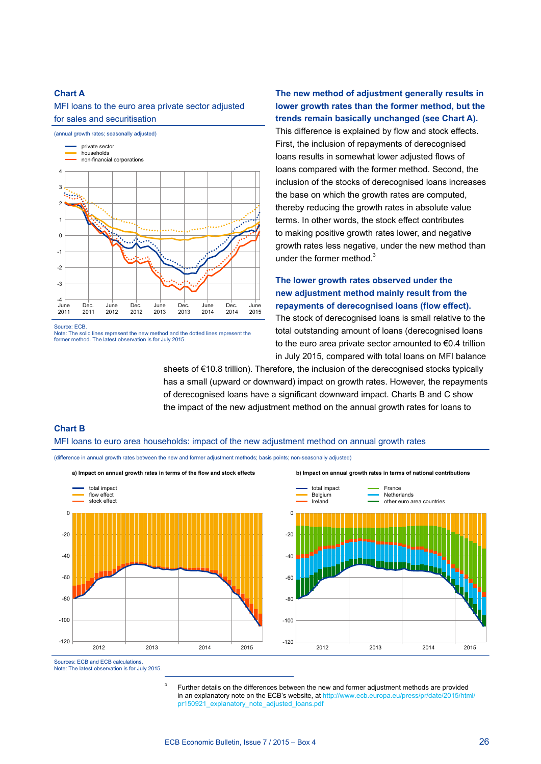**Chart A**

MFI loans to the euro area private sector adjusted for sales and securitisation

(annual growth rates; seasonally adjusted)

Source: ECB.
Note: The solid lines represent the new method and the dotted lines represent the former method. The latest observation is for July 2015.

**The new method of adjustment generally results in lower growth rates than the former method, but the trends remain basically unchanged (see Chart A).** This difference is explained by flow and stock effects. First, the inclusion of repayments of derecognised loans results in somewhat lower adjusted flows of loans compared with the former method. Second, the inclusion of the stocks of derecognised loans increases the base on which the growth rates are computed, thereby reducing the growth rates in absolute value terms. In other words, the stock effect contributes to making positive growth rates lower, and negative growth rates less negative, under the new method than under the former method.[3]

**The lower growth rates observed under the new adjustment method mainly result from the repayments of derecognised loans (flow effect).** The stock of derecognised loans is small relative to the total outstanding amount of loans (derecognised loans to the euro area private sector amounted to €0.4 trillion in July 2015, compared with total loans on MFI balance sheets of €10.8 trillion). Therefore, the inclusion of the derecognised stocks typically has a small (upward or downward) impact on growth rates. However, the repayments of derecognised loans have a significant downward impact. Charts B and C show the impact of the new adjustment method on the annual growth rates for loans to

**Chart B**

MFI loans to euro area households: impact of the new adjustment method on annual growth rates

(difference in annual growth rates between the new and former adjustment methods; basis points; non-seasonally adjusted)

a) Impact on annual growth rates in terms of the flow and stock effects

b) Impact on annual growth rates in terms of national contributions

Sources: ECB and ECB calculations.
Note: The latest observation is for July 2015.

[3] Further details on the differences between the new and former adjustment methods are provided in an explanatory note on the ECB's website, at http://www.ecb.europa.eu/press/pr/date/2015/html/pr150921_explanatory_note_adjusted_loans.pdf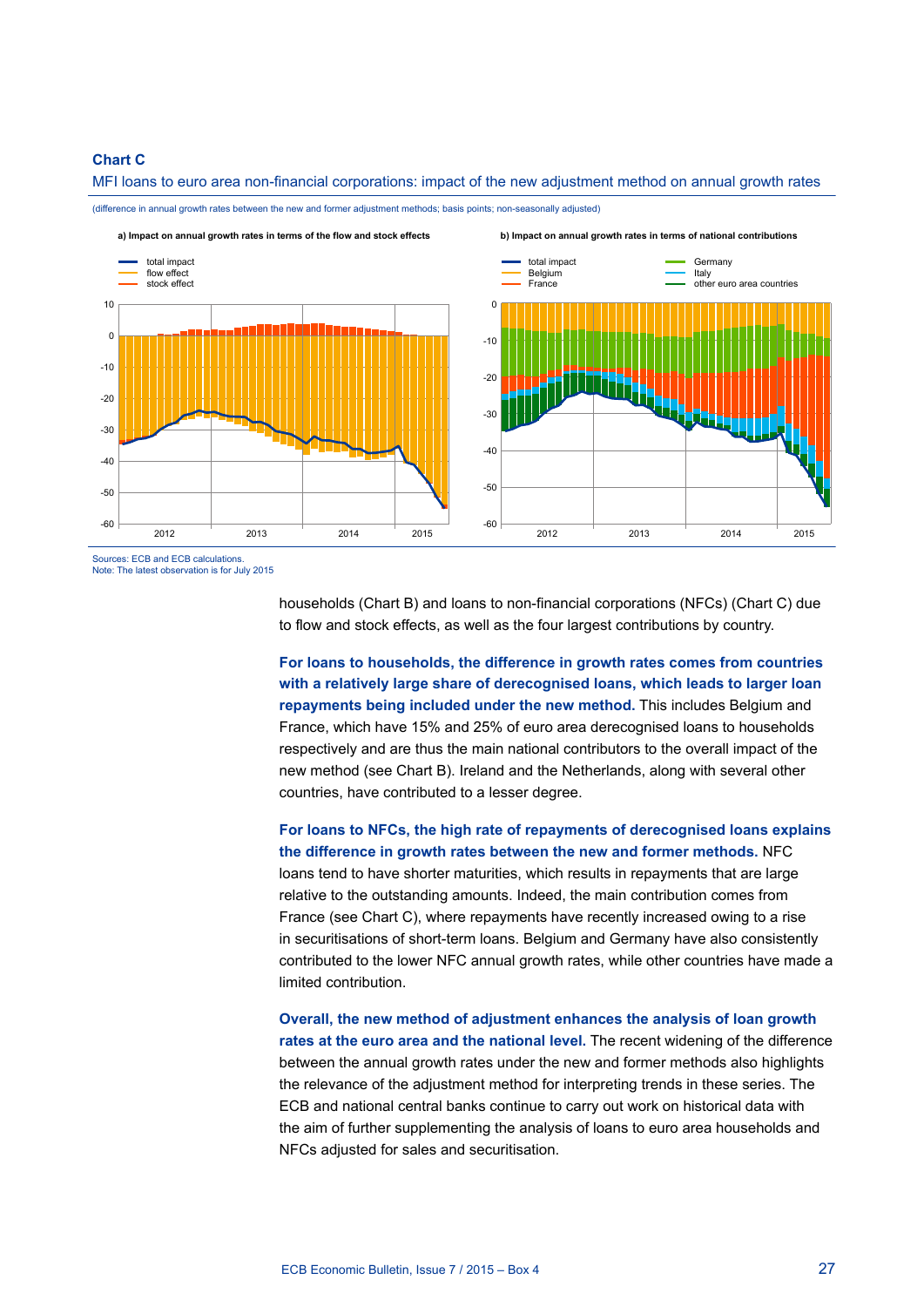**Chart C**

MFI loans to euro area non-financial corporations: impact of the new adjustment method on annual growth rates

(difference in annual growth rates between the new and former adjustment methods; basis points; non-seasonally adjusted)

a) Impact on annual growth rates in terms of the flow and stock effects

total impact
flow effect
stock effect

10
0
-10
-20
-30
-40
-50
-60

2012 2013 2014 2015

b) Impact on annual growth rates in terms of national contributions

total impact
Belgium
France
Germany
Italy
other euro area countries

0
-10
-20
-30
-40
-50
-60

2012 2013 2014 2015

Sources: ECB and ECB calculations.
Note: The latest observation is for July 2015

households (Chart B) and loans to non-financial corporations (NFCs) (Chart C) due to flow and stock effects, as well as the four largest contributions by country.

**For loans to households, the difference in growth rates comes from countries with a relatively large share of derecognised loans, which leads to larger loan repayments being included under the new method.** This includes Belgium and France, which have 15% and 25% of euro area derecognised loans to households respectively and are thus the main national contributors to the overall impact of the new method (see Chart B). Ireland and the Netherlands, along with several other countries, have contributed to a lesser degree.

**For loans to NFCs, the high rate of repayments of derecognised loans explains the difference in growth rates between the new and former methods.** NFC loans tend to have shorter maturities, which results in repayments that are large relative to the outstanding amounts. Indeed, the main contribution comes from France (see Chart C), where repayments have recently increased owing to a rise in securitisations of short-term loans. Belgium and Germany have also consistently contributed to the lower NFC annual growth rates, while other countries have made a limited contribution.

**Overall, the new method of adjustment enhances the analysis of loan growth rates at the euro area and the national level.** The recent widening of the difference between the annual growth rates under the new and former methods also highlights the relevance of the adjustment method for interpreting trends in these series. The ECB and national central banks continue to carry out work on historical data with the aim of further supplementing the analysis of loans to euro area households and NFCs adjusted for sales and securitisation.